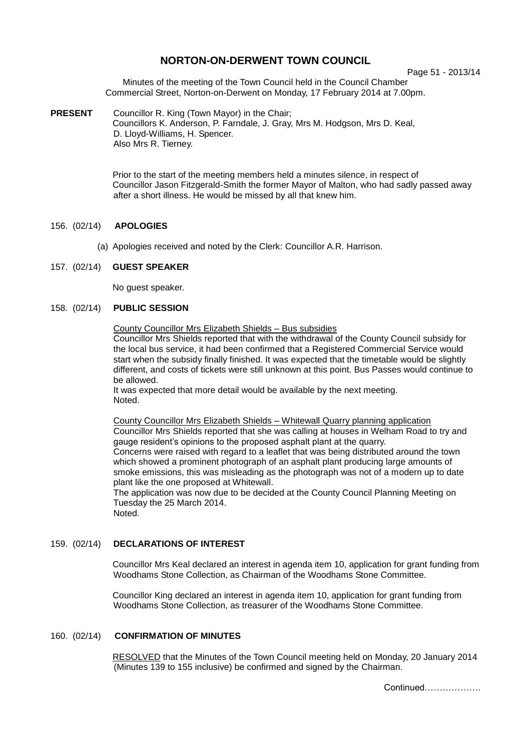# NORTON-ON-DERWENT TOWN COUNCIL

Minutes of the meeting of the Town Council held in the Council Chamber Commercial Street, Norton-on-Derwent on Monday, 17 February 2014 at 7.00pm.

**PRESENT** Councillor R. King (Town Mayor) in the Chair;
Councillors K. Anderson, P. Farndale, J. Gray, Mrs M. Hodgson, Mrs D. Keal, D. Lloyd-Williams, H. Spencer.
Also Mrs R. Tierney.

Prior to the start of the meeting members held a minutes silence, in respect of Councillor Jason Fitzgerald-Smith the former Mayor of Malton, who had sadly passed away after a short illness. He would be missed by all that knew him.

## 156. (02/14) APOLOGIES

(a) Apologies received and noted by the Clerk: Councillor A.R. Harrison.

## 157. (02/14) GUEST SPEAKER

No guest speaker.

## 158. (02/14) PUBLIC SESSION

County Councillor Mrs Elizabeth Shields – Bus subsidies

Councillor Mrs Shields reported that with the withdrawal of the County Council subsidy for the local bus service, it had been confirmed that a Registered Commercial Service would start when the subsidy finally finished. It was expected that the timetable would be slightly different, and costs of tickets were still unknown at this point. Bus Passes would continue to be allowed.

It was expected that more detail would be available by the next meeting.

Noted.

County Councillor Mrs Elizabeth Shields – Whitewall Quarry planning application

Councillor Mrs Shields reported that she was calling at houses in Welham Road to try and gauge resident's opinions to the proposed asphalt plant at the quarry.

Concerns were raised with regard to a leaflet that was being distributed around the town which showed a prominent photograph of an asphalt plant producing large amounts of smoke emissions, this was misleading as the photograph was not of a modern up to date plant like the one proposed at Whitewall.

The application was now due to be decided at the County Council Planning Meeting on Tuesday the 25 March 2014.

Noted.

## 159. (02/14) DECLARATIONS OF INTEREST

Councillor Mrs Keal declared an interest in agenda item 10, application for grant funding from Woodhams Stone Collection, as Chairman of the Woodhams Stone Committee.

Councillor King declared an interest in agenda item 10, application for grant funding from Woodhams Stone Collection, as treasurer of the Woodhams Stone Committee.

## 160. (02/14) CONFIRMATION OF MINUTES

RESOLVED that the Minutes of the Town Council meeting held on Monday, 20 January 2014 (Minutes 139 to 155 inclusive) be confirmed and signed by the Chairman.

Continued……………….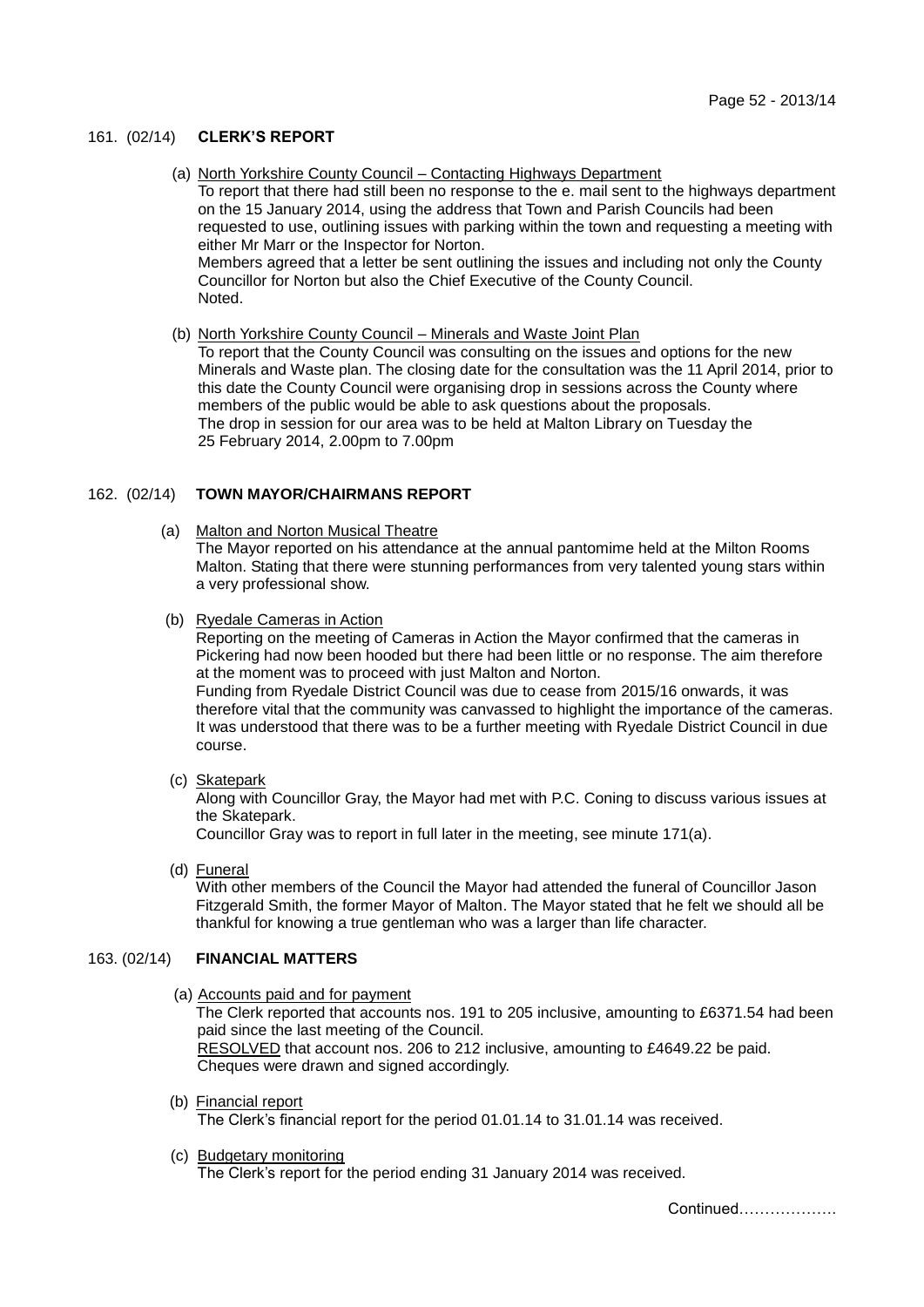## 161. (02/14) CLERK'S REPORT

(a) North Yorkshire County Council – Contacting Highways Department

To report that there had still been no response to the e. mail sent to the highways department on the 15 January 2014, using the address that Town and Parish Councils had been requested to use, outlining issues with parking within the town and requesting a meeting with either Mr Marr or the Inspector for Norton.
Members agreed that a letter be sent outlining the issues and including not only the County Councillor for Norton but also the Chief Executive of the County Council.
Noted.

(b) North Yorkshire County Council – Minerals and Waste Joint Plan

To report that the County Council was consulting on the issues and options for the new Minerals and Waste plan. The closing date for the consultation was the 11 April 2014, prior to this date the County Council were organising drop in sessions across the County where members of the public would be able to ask questions about the proposals.
The drop in session for our area was to be held at Malton Library on Tuesday the 25 February 2014, 2.00pm to 7.00pm

## 162. (02/14) TOWN MAYOR/CHAIRMANS REPORT

(a) Malton and Norton Musical Theatre

The Mayor reported on his attendance at the annual pantomime held at the Milton Rooms Malton. Stating that there were stunning performances from very talented young stars within a very professional show.

(b) Ryedale Cameras in Action

Reporting on the meeting of Cameras in Action the Mayor confirmed that the cameras in Pickering had now been hooded but there had been little or no response. The aim therefore at the moment was to proceed with just Malton and Norton.
Funding from Ryedale District Council was due to cease from 2015/16 onwards, it was therefore vital that the community was canvassed to highlight the importance of the cameras. It was understood that there was to be a further meeting with Ryedale District Council in due course.

(c) Skatepark

Along with Councillor Gray, the Mayor had met with P.C. Coning to discuss various issues at the Skatepark.
Councillor Gray was to report in full later in the meeting, see minute 171(a).

(d) Funeral

With other members of the Council the Mayor had attended the funeral of Councillor Jason Fitzgerald Smith, the former Mayor of Malton. The Mayor stated that he felt we should all be thankful for knowing a true gentleman who was a larger than life character.

## 163. (02/14) FINANCIAL MATTERS

(a) Accounts paid and for payment

The Clerk reported that accounts nos. 191 to 205 inclusive, amounting to £6371.54 had been paid since the last meeting of the Council.
RESOLVED that account nos. 206 to 212 inclusive, amounting to £4649.22 be paid.
Cheques were drawn and signed accordingly.

(b) Financial report

The Clerk's financial report for the period 01.01.14 to 31.01.14 was received.

(c) Budgetary monitoring

The Clerk's report for the period ending 31 January 2014 was received.

Continued……………….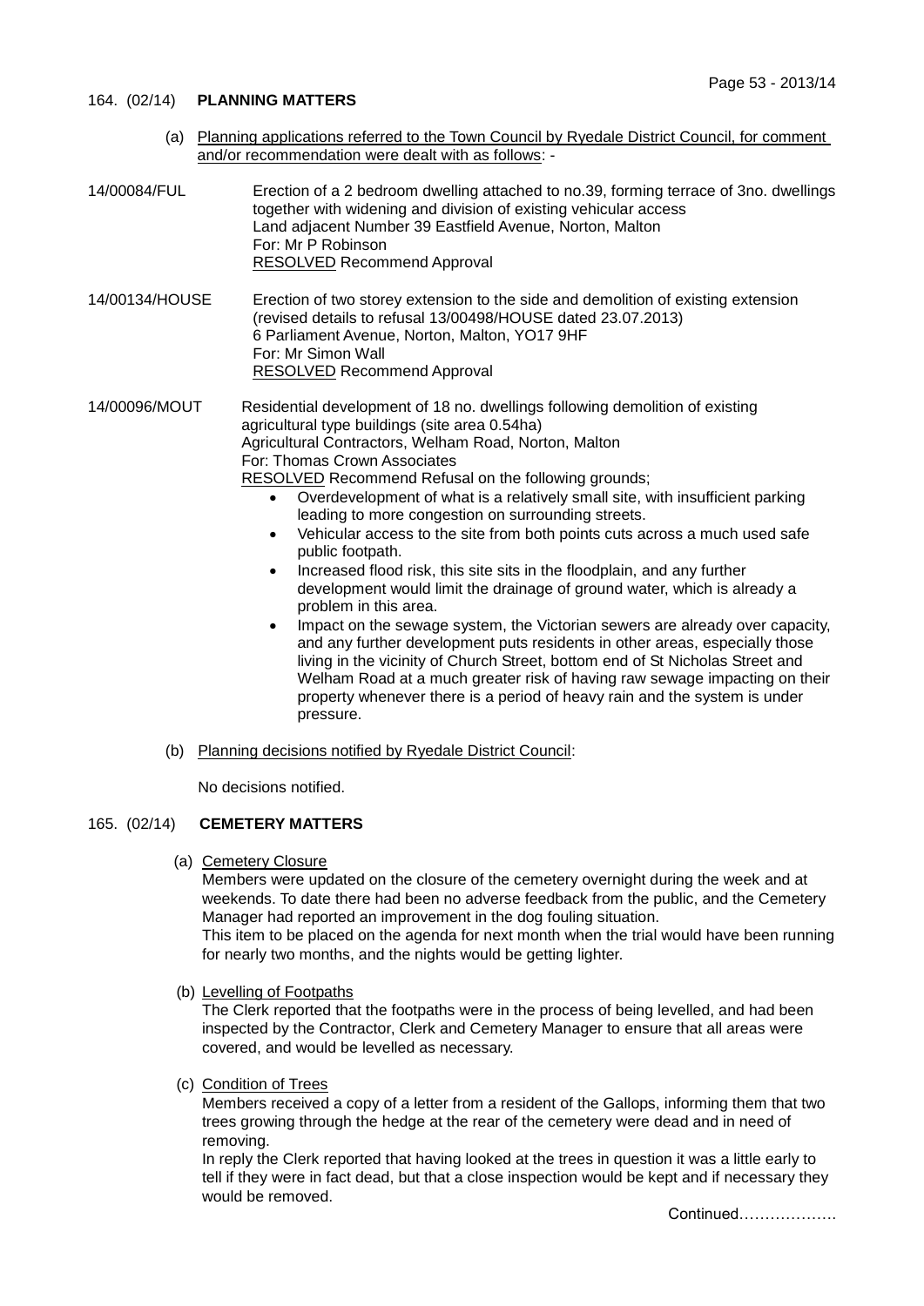## 164. (02/14) **PLANNING MATTERS**

(a) Planning applications referred to the Town Council by Ryedale District Council, for comment and/or recommendation were dealt with as follows: -

14/00084/FUL

Erection of a 2 bedroom dwelling attached to no.39, forming terrace of 3no. dwellings together with widening and division of existing vehicular access
Land adjacent Number 39 Eastfield Avenue, Norton, Malton
For: Mr P Robinson
RESOLVED Recommend Approval

14/00134/HOUSE

Erection of two storey extension to the side and demolition of existing extension (revised details to refusal 13/00498/HOUSE dated 23.07.2013)
6 Parliament Avenue, Norton, Malton, YO17 9HF
For: Mr Simon Wall
RESOLVED Recommend Approval

14/00096/MOUT

Residential development of 18 no. dwellings following demolition of existing agricultural type buildings (site area 0.54ha)
Agricultural Contractors, Welham Road, Norton, Malton
For: Thomas Crown Associates
RESOLVED Recommend Refusal on the following grounds;

- Overdevelopment of what is a relatively small site, with insufficient parking leading to more congestion on surrounding streets.
- Vehicular access to the site from both points cuts across a much used safe public footpath.
- Increased flood risk, this site sits in the floodplain, and any further development would limit the drainage of ground water, which is already a problem in this area.
- Impact on the sewage system, the Victorian sewers are already over capacity, and any further development puts residents in other areas, especially those living in the vicinity of Church Street, bottom end of St Nicholas Street and Welham Road at a much greater risk of having raw sewage impacting on their property whenever there is a period of heavy rain and the system is under pressure.

(b) Planning decisions notified by Ryedale District Council:

No decisions notified.

## 165. (02/14) **CEMETERY MATTERS**

(a) Cemetery Closure

Members were updated on the closure of the cemetery overnight during the week and at weekends. To date there had been no adverse feedback from the public, and the Cemetery Manager had reported an improvement in the dog fouling situation.
This item to be placed on the agenda for next month when the trial would have been running for nearly two months, and the nights would be getting lighter.

(b) Levelling of Footpaths

The Clerk reported that the footpaths were in the process of being levelled, and had been inspected by the Contractor, Clerk and Cemetery Manager to ensure that all areas were covered, and would be levelled as necessary.

(c) Condition of Trees

Members received a copy of a letter from a resident of the Gallops, informing them that two trees growing through the hedge at the rear of the cemetery were dead and in need of removing.
In reply the Clerk reported that having looked at the trees in question it was a little early to tell if they were in fact dead, but that a close inspection would be kept and if necessary they would be removed.

Continued……………….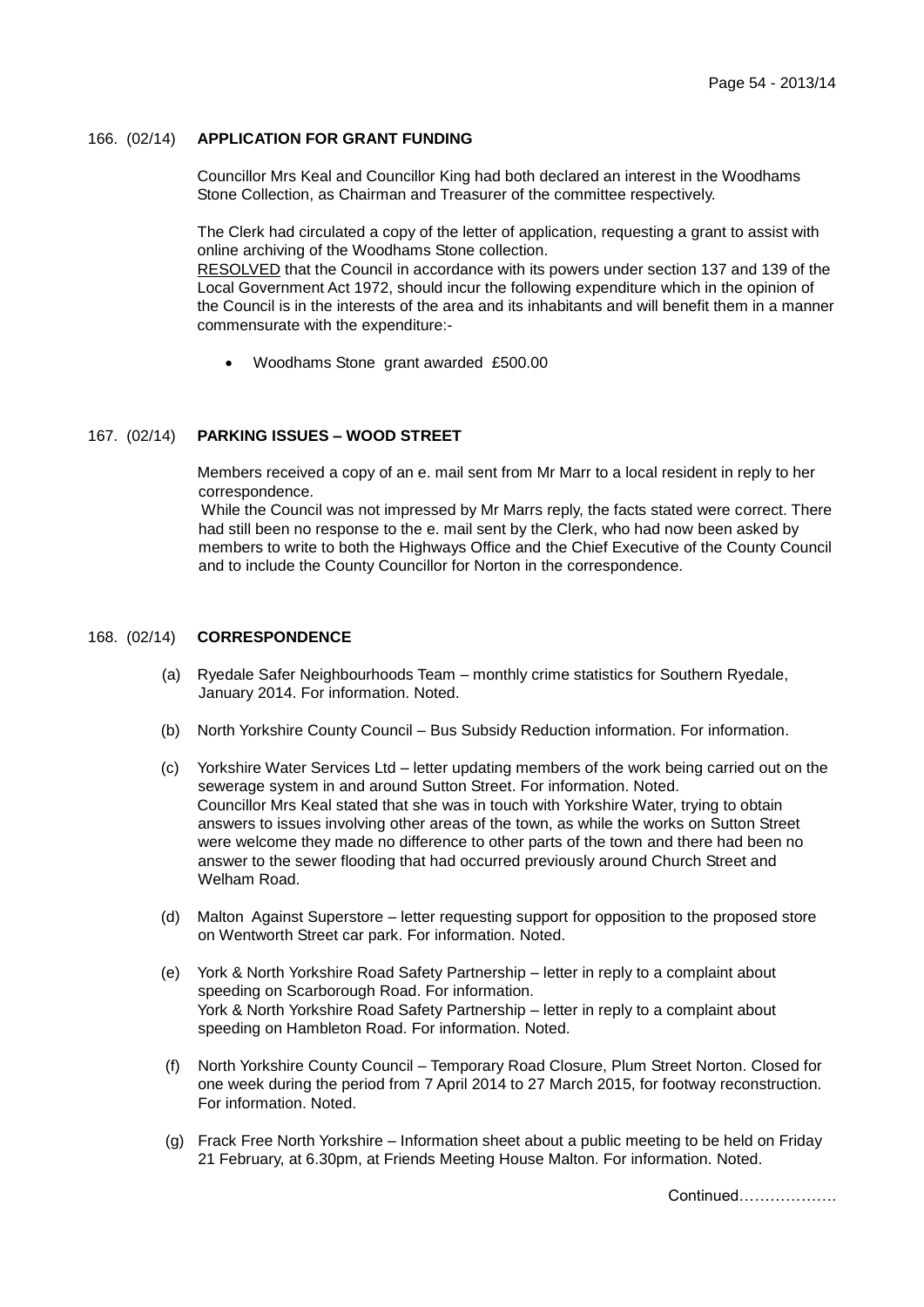166. (02/14) **APPLICATION FOR GRANT FUNDING**

Councillor Mrs Keal and Councillor King had both declared an interest in the Woodhams Stone Collection, as Chairman and Treasurer of the committee respectively.

The Clerk had circulated a copy of the letter of application, requesting a grant to assist with online archiving of the Woodhams Stone collection.
RESOLVED that the Council in accordance with its powers under section 137 and 139 of the Local Government Act 1972, should incur the following expenditure which in the opinion of the Council is in the interests of the area and its inhabitants and will benefit them in a manner commensurate with the expenditure:-

- Woodhams Stone grant awarded £500.00

167. (02/14) **PARKING ISSUES – WOOD STREET**

Members received a copy of an e. mail sent from Mr Marr to a local resident in reply to her correspondence.
While the Council was not impressed by Mr Marrs reply, the facts stated were correct. There had still been no response to the e. mail sent by the Clerk, who had now been asked by members to write to both the Highways Office and the Chief Executive of the County Council and to include the County Councillor for Norton in the correspondence.

168. (02/14) **CORRESPONDENCE**

(a) Ryedale Safer Neighbourhoods Team – monthly crime statistics for Southern Ryedale, January 2014. For information. Noted.

(b) North Yorkshire County Council – Bus Subsidy Reduction information. For information.

(c) Yorkshire Water Services Ltd – letter updating members of the work being carried out on the sewerage system in and around Sutton Street. For information. Noted.
Councillor Mrs Keal stated that she was in touch with Yorkshire Water, trying to obtain answers to issues involving other areas of the town, as while the works on Sutton Street were welcome they made no difference to other parts of the town and there had been no answer to the sewer flooding that had occurred previously around Church Street and Welham Road.

(d) Malton Against Superstore – letter requesting support for opposition to the proposed store on Wentworth Street car park. For information. Noted.

(e) York & North Yorkshire Road Safety Partnership – letter in reply to a complaint about speeding on Scarborough Road. For information.
York & North Yorkshire Road Safety Partnership – letter in reply to a complaint about speeding on Hambleton Road. For information. Noted.

(f) North Yorkshire County Council – Temporary Road Closure, Plum Street Norton. Closed for one week during the period from 7 April 2014 to 27 March 2015, for footway reconstruction. For information. Noted.

(g) Frack Free North Yorkshire – Information sheet about a public meeting to be held on Friday 21 February, at 6.30pm, at Friends Meeting House Malton. For information. Noted.

Continued……………….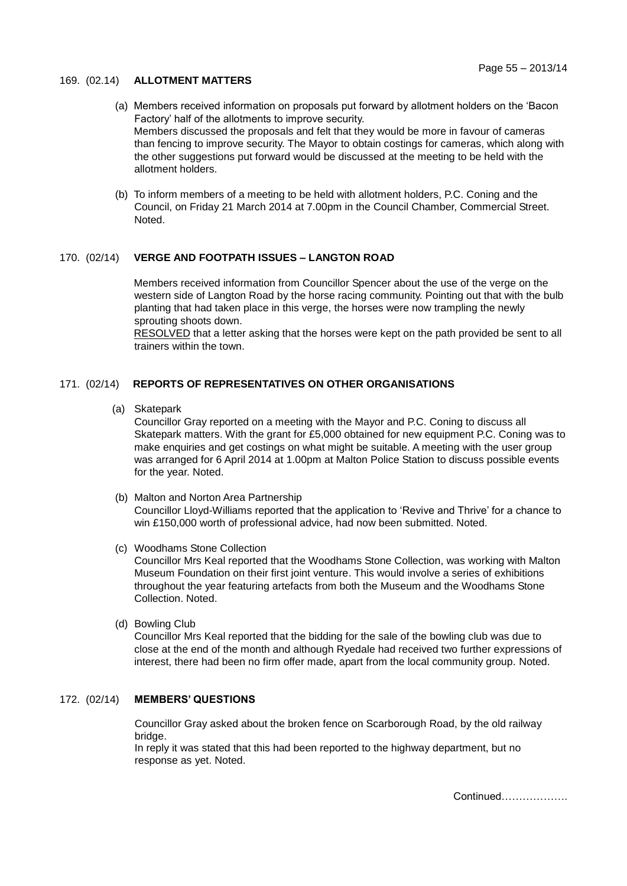### 169. (02.14) **ALLOTMENT MATTERS**

(a) Members received information on proposals put forward by allotment holders on the 'Bacon Factory' half of the allotments to improve security.
Members discussed the proposals and felt that they would be more in favour of cameras than fencing to improve security. The Mayor to obtain costings for cameras, which along with the other suggestions put forward would be discussed at the meeting to be held with the allotment holders.

(b) To inform members of a meeting to be held with allotment holders, P.C. Coning and the Council, on Friday 21 March 2014 at 7.00pm in the Council Chamber, Commercial Street. Noted.

### 170. (02/14) **VERGE AND FOOTPATH ISSUES – LANGTON ROAD**

Members received information from Councillor Spencer about the use of the verge on the western side of Langton Road by the horse racing community. Pointing out that with the bulb planting that had taken place in this verge, the horses were now trampling the newly sprouting shoots down.
RESOLVED that a letter asking that the horses were kept on the path provided be sent to all trainers within the town.

### 171. (02/14) **REPORTS OF REPRESENTATIVES ON OTHER ORGANISATIONS**

(a) Skatepark
Councillor Gray reported on a meeting with the Mayor and P.C. Coning to discuss all Skatepark matters. With the grant for £5,000 obtained for new equipment P.C. Coning was to make enquiries and get costings on what might be suitable. A meeting with the user group was arranged for 6 April 2014 at 1.00pm at Malton Police Station to discuss possible events for the year. Noted.

(b) Malton and Norton Area Partnership
Councillor Lloyd-Williams reported that the application to 'Revive and Thrive' for a chance to win £150,000 worth of professional advice, had now been submitted. Noted.

(c) Woodhams Stone Collection
Councillor Mrs Keal reported that the Woodhams Stone Collection, was working with Malton Museum Foundation on their first joint venture. This would involve a series of exhibitions throughout the year featuring artefacts from both the Museum and the Woodhams Stone Collection. Noted.

(d) Bowling Club
Councillor Mrs Keal reported that the bidding for the sale of the bowling club was due to close at the end of the month and although Ryedale had received two further expressions of interest, there had been no firm offer made, apart from the local community group. Noted.

### 172. (02/14) **MEMBERS' QUESTIONS**

Councillor Gray asked about the broken fence on Scarborough Road, by the old railway bridge.
In reply it was stated that this had been reported to the highway department, but no response as yet. Noted.

Continued……………….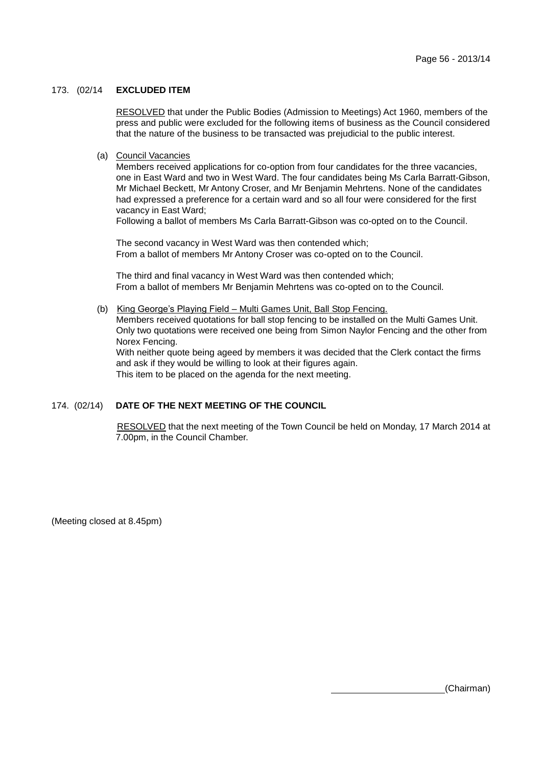173. (02/14 **EXCLUDED ITEM**

<u>RESOLVED</u> that under the Public Bodies (Admission to Meetings) Act 1960, members of the press and public were excluded for the following items of business as the Council considered that the nature of the business to be transacted was prejudicial to the public interest.

(a) <u>Council Vacancies</u>

Members received applications for co-option from four candidates for the three vacancies, one in East Ward and two in West Ward. The four candidates being Ms Carla Barratt-Gibson, Mr Michael Beckett, Mr Antony Croser, and Mr Benjamin Mehrtens. None of the candidates had expressed a preference for a certain ward and so all four were considered for the first vacancy in East Ward;

Following a ballot of members Ms Carla Barratt-Gibson was co-opted on to the Council.

The second vacancy in West Ward was then contended which;
From a ballot of members Mr Antony Croser was co-opted on to the Council.

The third and final vacancy in West Ward was then contended which;
From a ballot of members Mr Benjamin Mehrtens was co-opted on to the Council.

(b) <u>King George's Playing Field – Multi Games Unit, Ball Stop Fencing.</u>

Members received quotations for ball stop fencing to be installed on the Multi Games Unit. Only two quotations were received one being from Simon Naylor Fencing and the other from Norex Fencing.

With neither quote being ageed by members it was decided that the Clerk contact the firms and ask if they would be willing to look at their figures again.

This item to be placed on the agenda for the next meeting.

174. (02/14) **DATE OF THE NEXT MEETING OF THE COUNCIL**

<u>RESOLVED</u> that the next meeting of the Town Council be held on Monday, 17 March 2014 at 7.00pm, in the Council Chamber.

(Meeting closed at 8.45pm)

\_\_\_\_\_\_\_\_\_\_\_\_\_\_\_\_\_\_\_\_\_\_(Chairman)